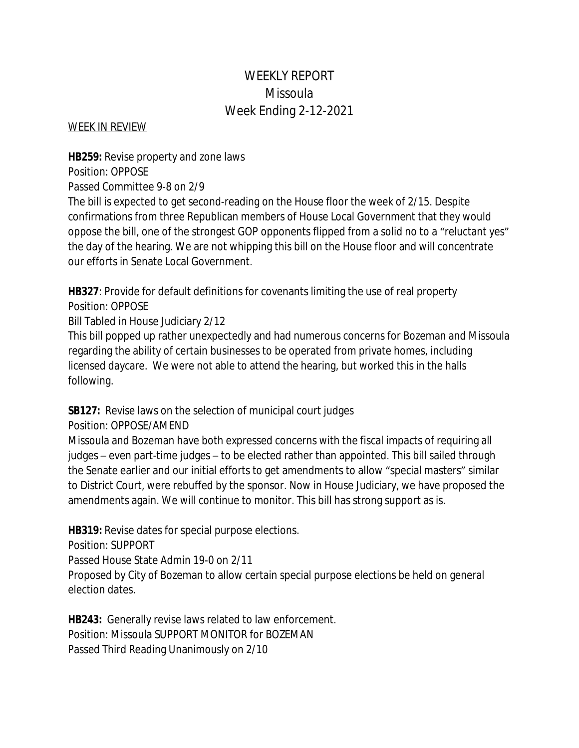# WEEKLY REPORT
# Missoula
# Week Ending 2-12-2021

WEEK IN REVIEW

**HB259:** Revise property and zone laws
Position: OPPOSE
Passed Committee 9-8 on 2/9
The bill is expected to get second-reading on the House floor the week of 2/15. Despite confirmations from three Republican members of House Local Government that they would oppose the bill, one of the strongest GOP opponents flipped from a solid no to a "reluctant yes" the day of the hearing. We are not whipping this bill on the House floor and will concentrate our efforts in Senate Local Government.

**HB327**: Provide for default definitions for covenants limiting the use of real property
Position: OPPOSE
Bill Tabled in House Judiciary 2/12
This bill popped up rather unexpectedly and had numerous concerns for Bozeman and Missoula regarding the ability of certain businesses to be operated from private homes, including licensed daycare. We were not able to attend the hearing, but worked this in the halls following.

**SB127:** Revise laws on the selection of municipal court judges
Position: OPPOSE/AMEND
Missoula and Bozeman have both expressed concerns with the fiscal impacts of requiring all judges – even part-time judges – to be elected rather than appointed. This bill sailed through the Senate earlier and our initial efforts to get amendments to allow "special masters" similar to District Court, were rebuffed by the sponsor. Now in House Judiciary, we have proposed the amendments again. We will continue to monitor. This bill has strong support as is.

**HB319:** Revise dates for special purpose elections.
Position: SUPPORT
Passed House State Admin 19-0 on 2/11
Proposed by City of Bozeman to allow certain special purpose elections be held on general election dates.

**HB243:** Generally revise laws related to law enforcement.
Position: Missoula SUPPORT MONITOR for BOZEMAN
Passed Third Reading Unanimously on 2/10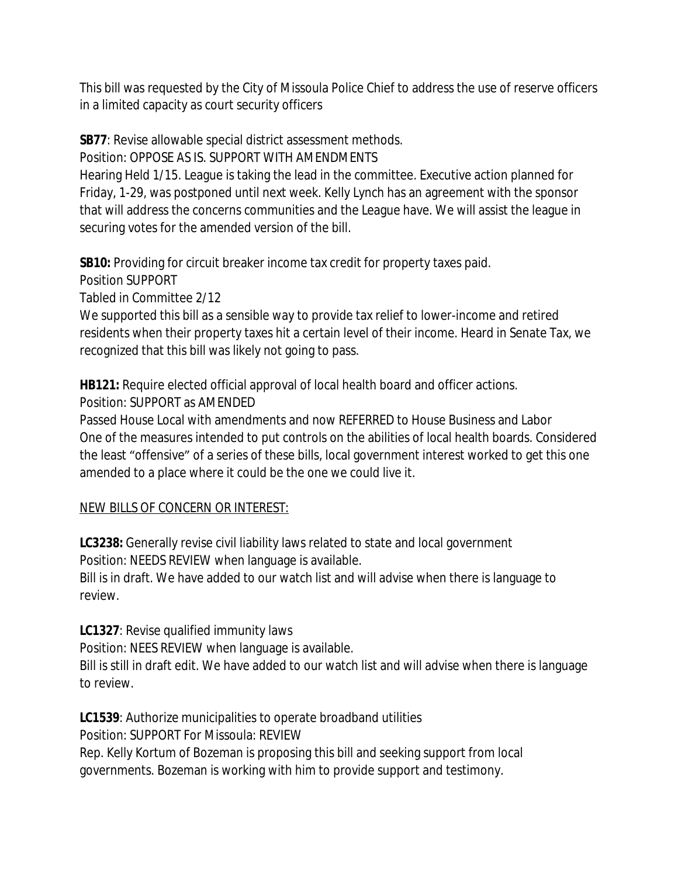This bill was requested by the City of Missoula Police Chief to address the use of reserve officers in a limited capacity as court security officers

**SB77**: Revise allowable special district assessment methods.
Position: OPPOSE AS IS. SUPPORT WITH AMENDMENTS
Hearing Held 1/15. League is taking the lead in the committee. Executive action planned for Friday, 1-29, was postponed until next week. Kelly Lynch has an agreement with the sponsor that will address the concerns communities and the League have. We will assist the league in securing votes for the amended version of the bill.

**SB10:** Providing for circuit breaker income tax credit for property taxes paid.
Position SUPPORT
Tabled in Committee 2/12
We supported this bill as a sensible way to provide tax relief to lower-income and retired residents when their property taxes hit a certain level of their income. Heard in Senate Tax, we recognized that this bill was likely not going to pass.

**HB121:** Require elected official approval of local health board and officer actions.
Position: SUPPORT as AMENDED
Passed House Local with amendments and now REFERRED to House Business and Labor
One of the measures intended to put controls on the abilities of local health boards. Considered the least "offensive" of a series of these bills, local government interest worked to get this one amended to a place where it could be the one we could live it.

<u>NEW BILLS OF CONCERN OR INTEREST:</u>

**LC3238:** Generally revise civil liability laws related to state and local government
Position: NEEDS REVIEW when language is available.
Bill is in draft. We have added to our watch list and will advise when there is language to review.

**LC1327**: Revise qualified immunity laws
Position: NEES REVIEW when language is available.
Bill is still in draft edit. We have added to our watch list and will advise when there is language to review.

**LC1539**: Authorize municipalities to operate broadband utilities
Position: SUPPORT For Missoula: REVIEW
Rep. Kelly Kortum of Bozeman is proposing this bill and seeking support from local governments. Bozeman is working with him to provide support and testimony.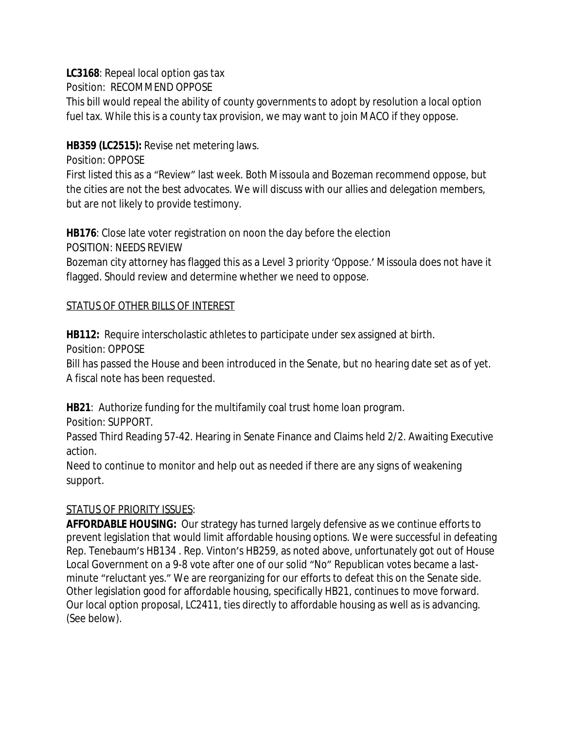**LC3168**: Repeal local option gas tax

Position: RECOMMEND OPPOSE

This bill would repeal the ability of county governments to adopt by resolution a local option fuel tax. While this is a county tax provision, we may want to join MACO if they oppose.

**HB359 (LC2515):** Revise net metering laws.

Position: OPPOSE

First listed this as a "Review" last week. Both Missoula and Bozeman recommend oppose, but the cities are not the best advocates. We will discuss with our allies and delegation members, but are not likely to provide testimony.

**HB176**: Close late voter registration on noon the day before the election

POSITION: NEEDS REVIEW

Bozeman city attorney has flagged this as a Level 3 priority 'Oppose.' Missoula does not have it flagged. Should review and determine whether we need to oppose.

<u>STATUS OF OTHER BILLS OF INTEREST</u>

**HB112:** Require interscholastic athletes to participate under sex assigned at birth.

Position: OPPOSE

Bill has passed the House and been introduced in the Senate, but no hearing date set as of yet. A fiscal note has been requested.

**HB21**: Authorize funding for the multifamily coal trust home loan program.

Position: SUPPORT.

Passed Third Reading 57-42. Hearing in Senate Finance and Claims held 2/2. Awaiting Executive action.

Need to continue to monitor and help out as needed if there are any signs of weakening support.

<u>STATUS OF PRIORITY ISSUES</u>:

**AFFORDABLE HOUSING:** Our strategy has turned largely defensive as we continue efforts to prevent legislation that would limit affordable housing options. We were successful in defeating Rep. Tenebaum's HB134 . Rep. Vinton's HB259, as noted above, unfortunately got out of House Local Government on a 9-8 vote after one of our solid "No" Republican votes became a last-minute "reluctant yes." We are reorganizing for our efforts to defeat this on the Senate side. Other legislation good for affordable housing, specifically HB21, continues to move forward. Our local option proposal, LC2411, ties directly to affordable housing as well as is advancing. (See below).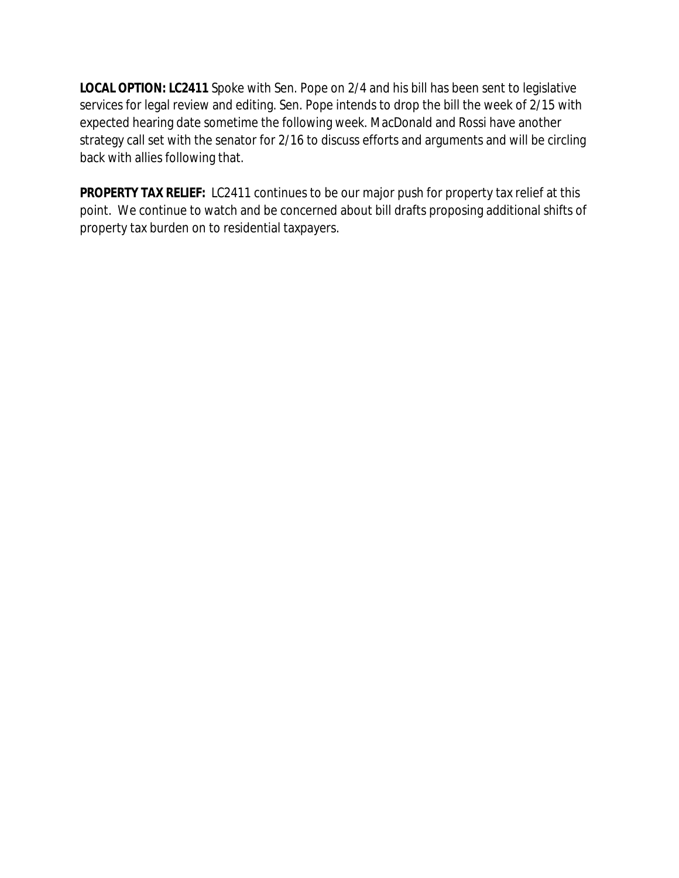**LOCAL OPTION: LC2411** Spoke with Sen. Pope on 2/4 and his bill has been sent to legislative services for legal review and editing. Sen. Pope intends to drop the bill the week of 2/15 with expected hearing date sometime the following week. MacDonald and Rossi have another strategy call set with the senator for 2/16 to discuss efforts and arguments and will be circling back with allies following that.

**PROPERTY TAX RELIEF:** LC2411 continues to be our major push for property tax relief at this point. We continue to watch and be concerned about bill drafts proposing additional shifts of property tax burden on to residential taxpayers.